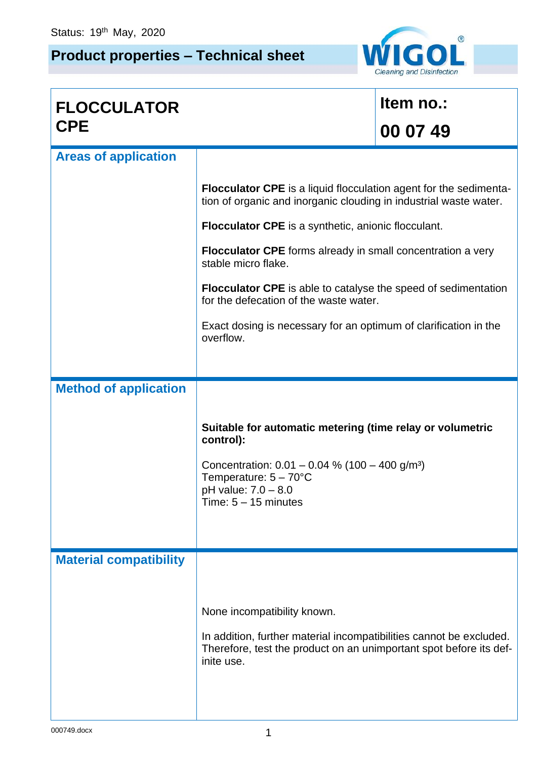Status: 19th May, 2020

# Product properties – Technical sheet

WIGOL® Cleaning and Disinfection

| **FLOCCULATOR CPE** | **Item no.: 00 07 49** |
|---|---|

## Areas of application

**Flocculator CPE** is a liquid flocculation agent for the sedimentation of organic and inorganic clouding in industrial waste water.

**Flocculator CPE** is a synthetic, anionic flocculant.

**Flocculator CPE** forms already in small concentration a very stable micro flake.

**Flocculator CPE** is able to catalyse the speed of sedimentation for the defecation of the waste water.

Exact dosing is necessary for an optimum of clarification in the overflow.

## Method of application

**Suitable for automatic metering (time relay or volumetric control):**

Concentration: 0.01 – 0.04 % (100 – 400 g/m³)
Temperature: 5 – 70°C
pH value: 7.0 – 8.0
Time: 5 – 15 minutes

## Material compatibility

None incompatibility known.

In addition, further material incompatibilities cannot be excluded. Therefore, test the product on an unimportant spot before its definite use.

000749.docx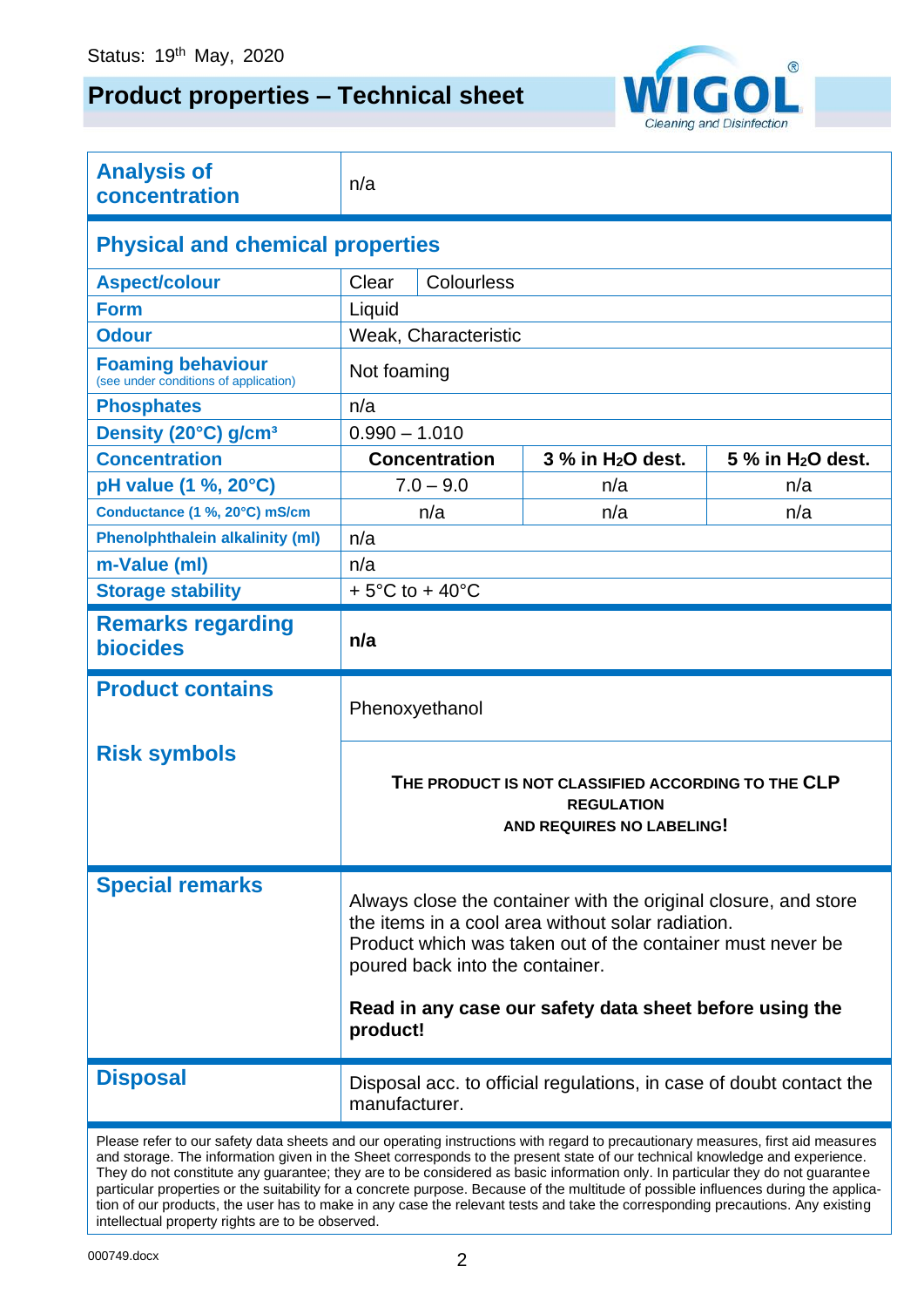Status: 19th May, 2020

# Product properties – Technical sheet

WIGOL® Cleaning and Disinfection

| | | | | |
|---|---|---|---|---|
| **Analysis of concentration** | n/a | | | |
| **Physical and chemical properties** | | | | |
| **Aspect/colour** | Clear | Colourless | | |
| **Form** | Liquid | | | |
| **Odour** | Weak, Characteristic | | | |
| **Foaming behaviour** (see under conditions of application) | Not foaming | | | |
| **Phosphates** | n/a | | | |
| **Density (20°C) g/cm³** | 0.990 – 1.010 | | | |
| **Concentration** | **Concentration** | | **3 % in $H_2O$ dest.** | **5 % in $H_2O$ dest.** |
| **pH value (1 %, 20°C)** | 7.0 – 9.0 | | n/a | n/a |
| **Conductance (1 %, 20°C) mS/cm** | n/a | | n/a | n/a |
| **Phenolphthalein alkalinity (ml)** | n/a | | | |
| **m-Value (ml)** | n/a | | | |
| **Storage stability** | + 5°C to + 40°C | | | |
| **Remarks regarding biocides** | **n/a** | | | |
| **Product contains** | Phenoxyethanol | | | |
| **Risk symbols** | **THE PRODUCT IS NOT CLASSIFIED ACCORDING TO THE CLP REGULATION AND REQUIRES NO LABELING!** | | | |
| **Special remarks** | Always close the container with the original closure, and store the items in a cool area without solar radiation. Product which was taken out of the container must never be poured back into the container. **Read in any case our safety data sheet before using the product!** | | | |
| **Disposal** | Disposal acc. to official regulations, in case of doubt contact the manufacturer. | | | |

Please refer to our safety data sheets and our operating instructions with regard to precautionary measures, first aid measures and storage. The information given in the Sheet corresponds to the present state of our technical knowledge and experience. They do not constitute any guarantee; they are to be considered as basic information only. In particular they do not guarantee particular properties or the suitability for a concrete purpose. Because of the multitude of possible influences during the application of our products, the user has to make in any case the relevant tests and take the corresponding precautions. Any existing intellectual property rights are to be observed.

000749.docx